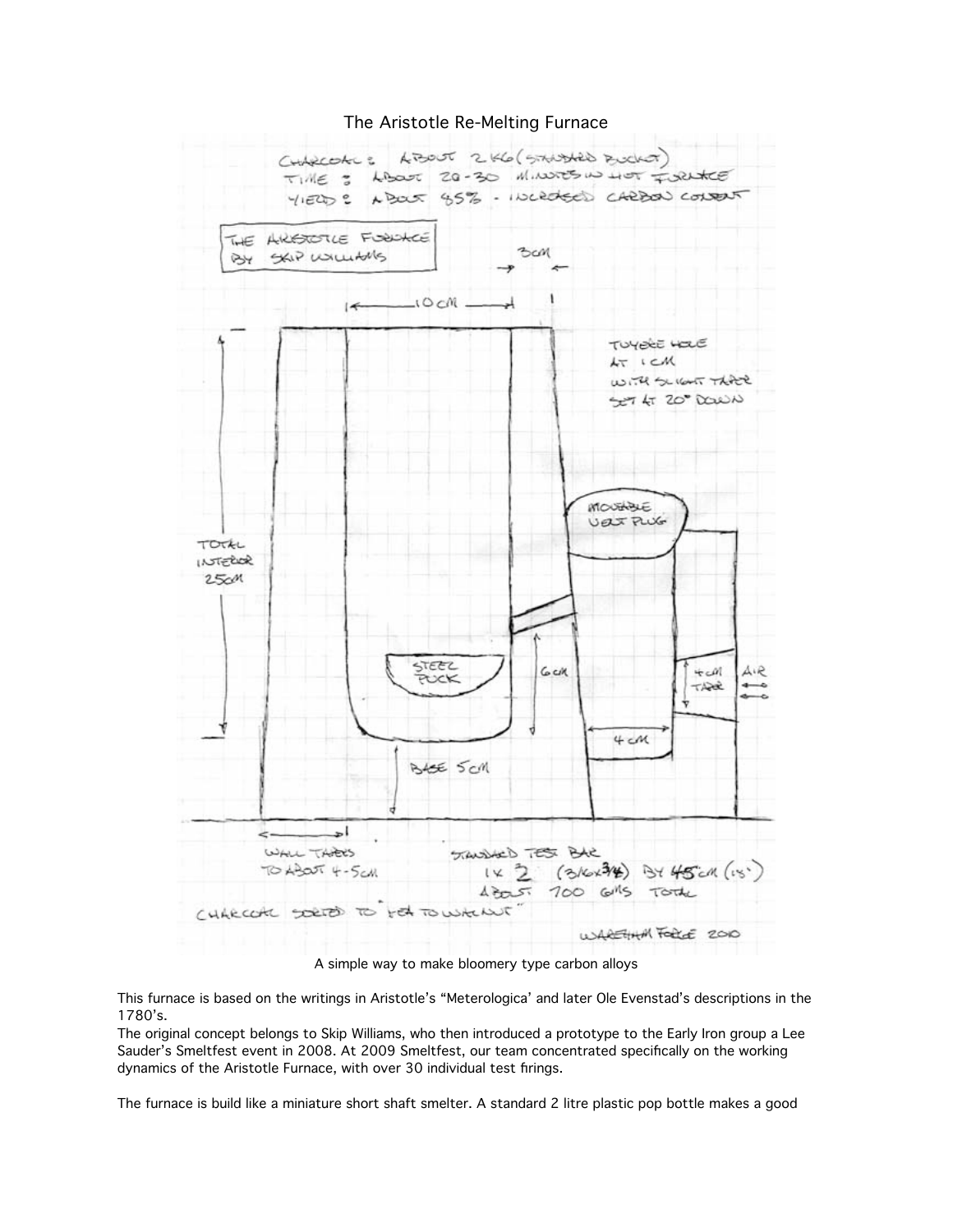# The Aristotle Re-Melting Furnace

CHARCOAL: ABOUT 2 KG (STANDARD BUCKET)
TIME: ABOUT 20-30 MINUTES IN HOT FURNACE
YIELD: ABOUT 85% - INCREASED CARBON CONTENT

THE ARISTOTLE FURNACE BY SKIP WILLIAMS

3CM

10 CM

TUYERE HOLE AT 1 CM WITH SLIGHT TAPER SET AT 20° DOWN

MOVEABLE VENT PLUG

TOTAL INTERIOR 25CM

STEEL PUCK

6CM

4CM TAPER

AIR

4 CM

BASE 5CM

WALL TAPERS TO ABOUT 4-5CM

STANDARD TEST BAR 1 X 2 (3/16 x 3/4) BY 45 CM (18")
ABOUT 700 GMS TOTAL

CHARCOAL SORTED TO "PEA TO WALNUT"

WAREHAM FORGE 2010

A simple way to make bloomery type carbon alloys

This furnace is based on the writings in Aristotle's "Meterologica' and later Ole Evenstad's descriptions in the 1780's.

The original concept belongs to Skip Williams, who then introduced a prototype to the Early Iron group a Lee Sauder's Smeltfest event in 2008. At 2009 Smeltfest, our team concentrated specifically on the working dynamics of the Aristotle Furnace, with over 30 individual test firings.

The furnace is build like a miniature short shaft smelter. A standard 2 litre plastic pop bottle makes a good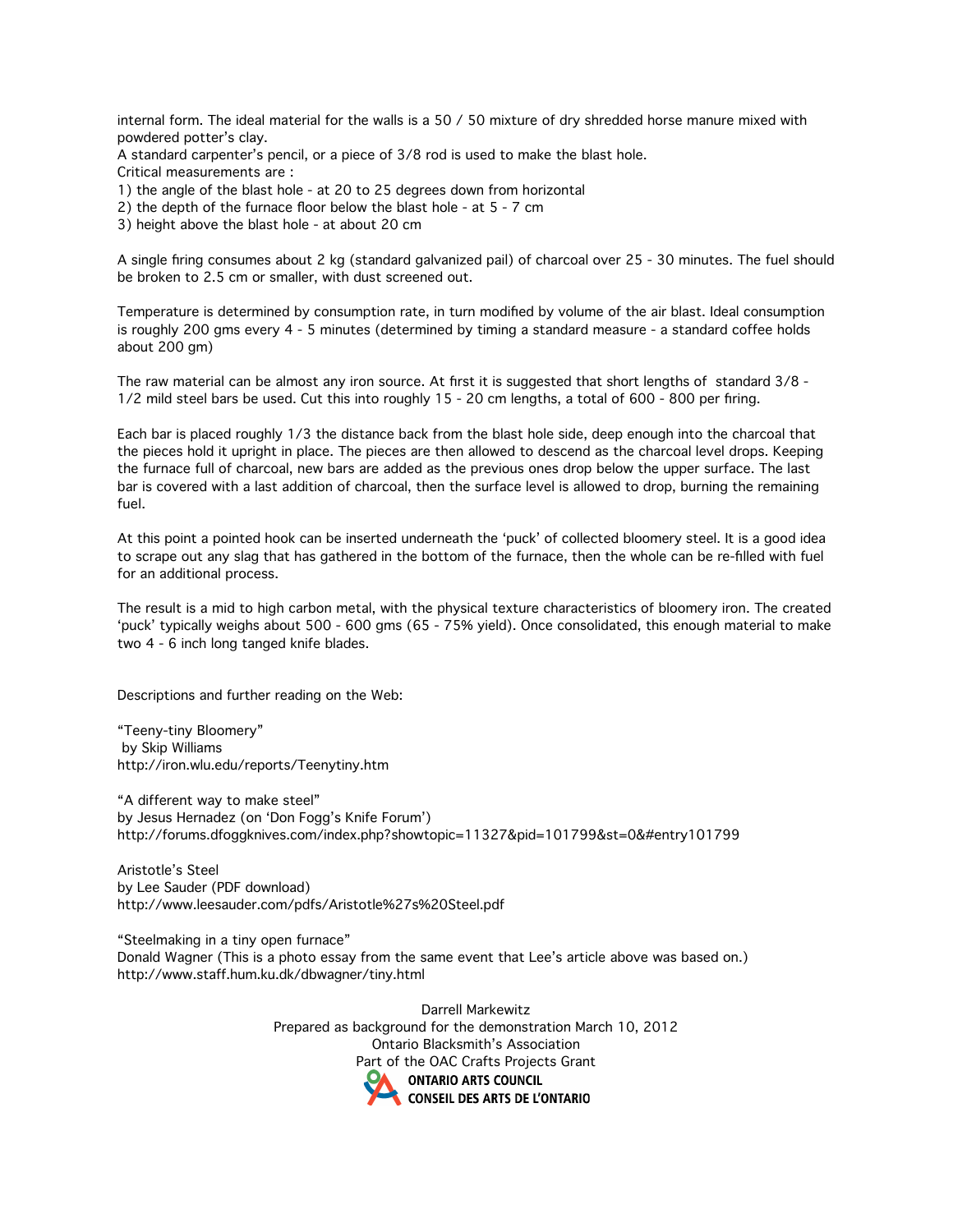internal form. The ideal material for the walls is a 50 / 50 mixture of dry shredded horse manure mixed with powdered potter's clay.
A standard carpenter's pencil, or a piece of 3/8 rod is used to make the blast hole.
Critical measurements are :
1) the angle of the blast hole - at 20 to 25 degrees down from horizontal
2) the depth of the furnace floor below the blast hole - at 5 - 7 cm
3) height above the blast hole - at about 20 cm

A single firing consumes about 2 kg (standard galvanized pail) of charcoal over 25 - 30 minutes. The fuel should be broken to 2.5 cm or smaller, with dust screened out.

Temperature is determined by consumption rate, in turn modified by volume of the air blast. Ideal consumption is roughly 200 gms every 4 - 5 minutes (determined by timing a standard measure - a standard coffee holds about 200 gm)

The raw material can be almost any iron source. At first it is suggested that short lengths of standard 3/8 - 1/2 mild steel bars be used. Cut this into roughly 15 - 20 cm lengths, a total of 600 - 800 per firing.

Each bar is placed roughly 1/3 the distance back from the blast hole side, deep enough into the charcoal that the pieces hold it upright in place. The pieces are then allowed to descend as the charcoal level drops. Keeping the furnace full of charcoal, new bars are added as the previous ones drop below the upper surface. The last bar is covered with a last addition of charcoal, then the surface level is allowed to drop, burning the remaining fuel.

At this point a pointed hook can be inserted underneath the 'puck' of collected bloomery steel. It is a good idea to scrape out any slag that has gathered in the bottom of the furnace, then the whole can be re-filled with fuel for an additional process.

The result is a mid to high carbon metal, with the physical texture characteristics of bloomery iron. The created 'puck' typically weighs about 500 - 600 gms (65 - 75% yield). Once consolidated, this enough material to make two 4 - 6 inch long tanged knife blades.

Descriptions and further reading on the Web:

"Teeny-tiny Bloomery"
by Skip Williams
http://iron.wlu.edu/reports/Teenytiny.htm

"A different way to make steel"
by Jesus Hernadez (on 'Don Fogg's Knife Forum')
http://forums.dfoggknives.com/index.php?showtopic=11327&pid=101799&st=0&#entry101799

Aristotle's Steel
by Lee Sauder (PDF download)
http://www.leesauder.com/pdfs/Aristotle%27s%20Steel.pdf

"Steelmaking in a tiny open furnace"
Donald Wagner (This is a photo essay from the same event that Lee's article above was based on.)
http://www.staff.hum.ku.dk/dbwagner/tiny.html

Darrell Markewitz
Prepared as background for the demonstration March 10, 2012
Ontario Blacksmith's Association
Part of the OAC Crafts Projects Grant
ONTARIO ARTS COUNCIL
CONSEIL DES ARTS DE L'ONTARIO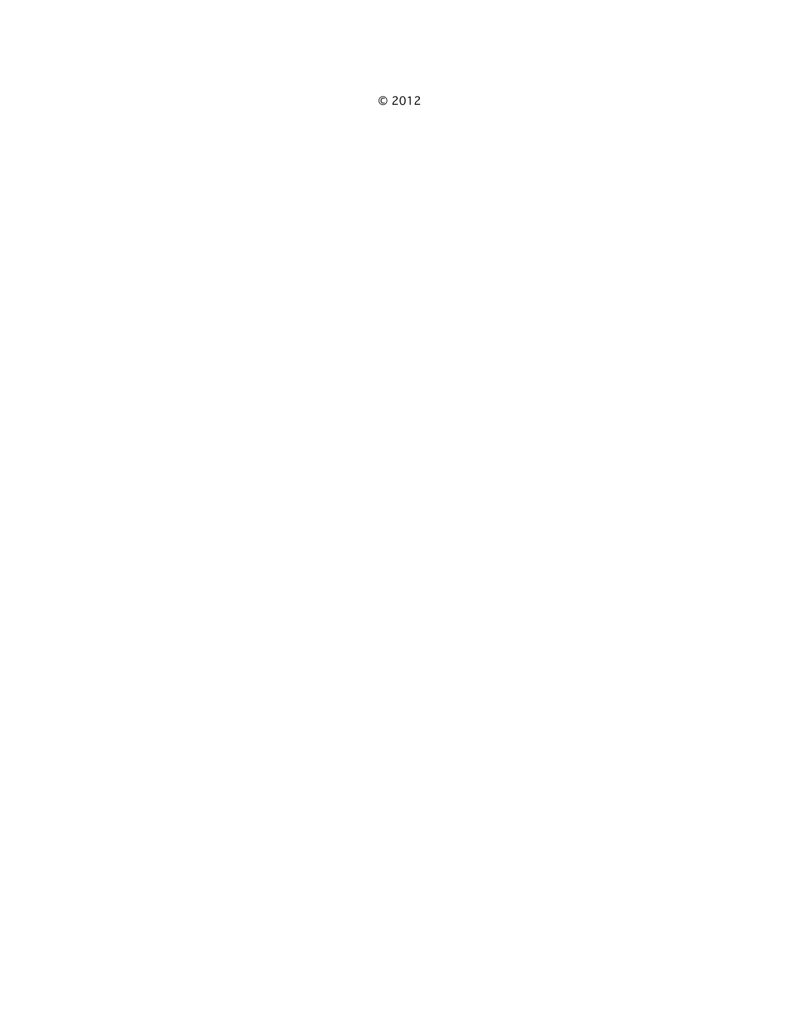© 2012